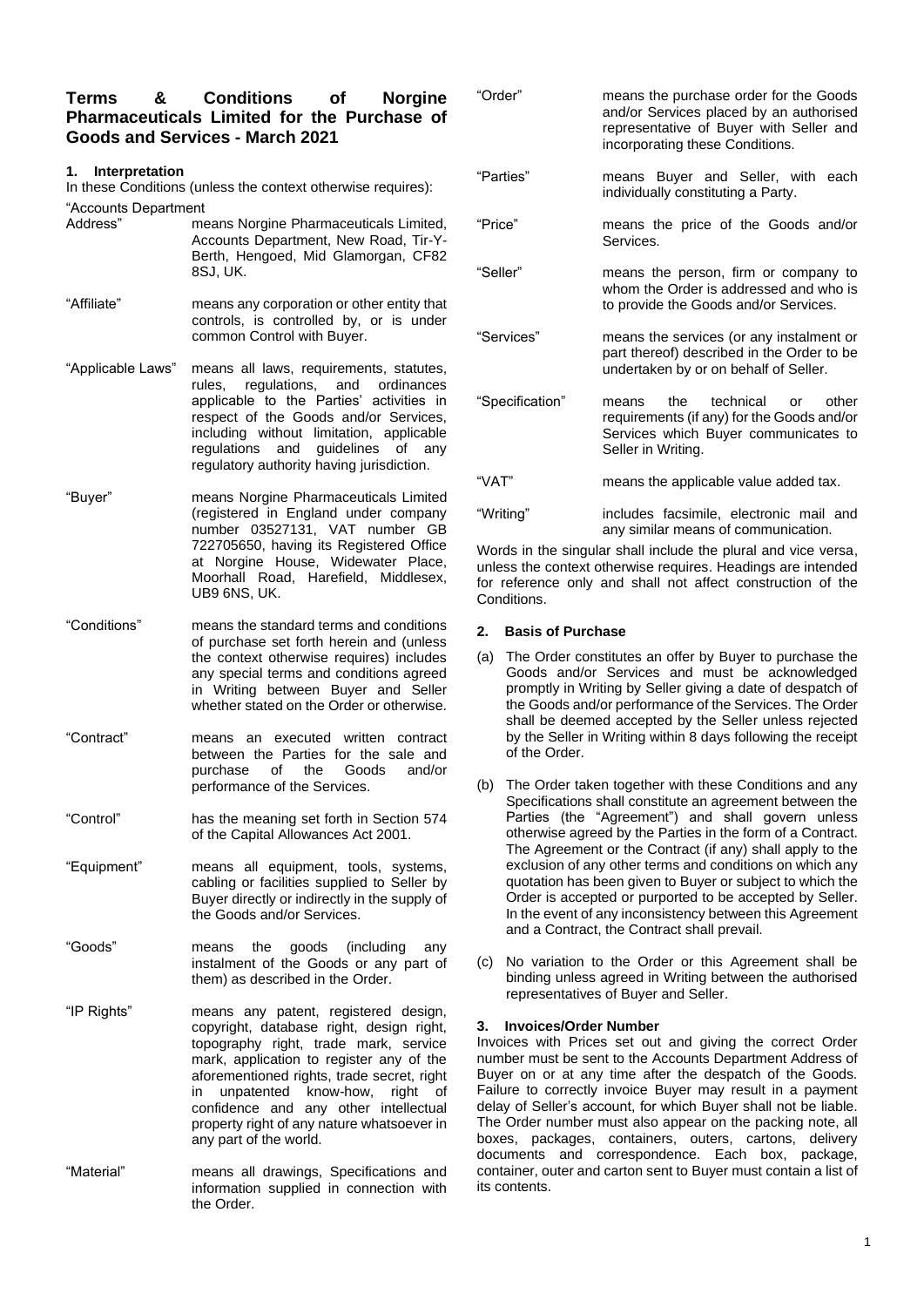# Terms & Conditions of Norgine Pharmaceuticals Limited for the Purchase of Goods and Services - March 2021

## 1. Interpretation

In these Conditions (unless the context otherwise requires):

| Term | Definition |
|---|---|
| "Accounts Department Address" | means Norgine Pharmaceuticals Limited, Accounts Department, New Road, Tir-Y-Berth, Hengoed, Mid Glamorgan, CF82 8SJ, UK. |
| "Affiliate" | means any corporation or other entity that controls, is controlled by, or is under common Control with Buyer. |
| "Applicable Laws" | means all laws, requirements, statutes, rules, regulations, and ordinances applicable to the Parties' activities in respect of the Goods and/or Services, including without limitation, applicable regulations and guidelines of any regulatory authority having jurisdiction. |
| "Buyer" | means Norgine Pharmaceuticals Limited (registered in England under company number 03527131, VAT number GB 722705650, having its Registered Office at Norgine House, Widewater Place, Moorhall Road, Harefield, Middlesex, UB9 6NS, UK. |
| "Conditions" | means the standard terms and conditions of purchase set forth herein and (unless the context otherwise requires) includes any special terms and conditions agreed in Writing between Buyer and Seller whether stated on the Order or otherwise. |
| "Contract" | means an executed written contract between the Parties for the sale and purchase of the Goods and/or performance of the Services. |
| "Control" | has the meaning set forth in Section 574 of the Capital Allowances Act 2001. |
| "Equipment" | means all equipment, tools, systems, cabling or facilities supplied to Seller by Buyer directly or indirectly in the supply of the Goods and/or Services. |
| "Goods" | means the goods (including any instalment of the Goods or any part of them) as described in the Order. |
| "IP Rights" | means any patent, registered design, copyright, database right, design right, topography right, trade mark, service mark, application to register any of the aforementioned rights, trade secret, right in unpatented know-how, right of confidence and any other intellectual property right of any nature whatsoever in any part of the world. |
| "Material" | means all drawings, Specifications and information supplied in connection with the Order. |
| "Order" | means the purchase order for the Goods and/or Services placed by an authorised representative of Buyer with Seller and incorporating these Conditions. |
| "Parties" | means Buyer and Seller, with each individually constituting a Party. |
| "Price" | means the price of the Goods and/or Services. |
| "Seller" | means the person, firm or company to whom the Order is addressed and who is to provide the Goods and/or Services. |
| "Services" | means the services (or any instalment or part thereof) described in the Order to be undertaken by or on behalf of Seller. |
| "Specification" | means the technical or other requirements (if any) for the Goods and/or Services which Buyer communicates to Seller in Writing. |
| "VAT" | means the applicable value added tax. |
| "Writing" | includes facsimile, electronic mail and any similar means of communication. |

Words in the singular shall include the plural and vice versa, unless the context otherwise requires. Headings are intended for reference only and shall not affect construction of the Conditions.

## 2. Basis of Purchase

(a) The Order constitutes an offer by Buyer to purchase the Goods and/or Services and must be acknowledged promptly in Writing by Seller giving a date of despatch of the Goods and/or performance of the Services. The Order shall be deemed accepted by the Seller unless rejected by the Seller in Writing within 8 days following the receipt of the Order.

(b) The Order taken together with these Conditions and any Specifications shall constitute an agreement between the Parties (the "Agreement") and shall govern unless otherwise agreed by the Parties in the form of a Contract. The Agreement or the Contract (if any) shall apply to the exclusion of any other terms and conditions on which any quotation has been given to Buyer or subject to which the Order is accepted or purported to be accepted by Seller. In the event of any inconsistency between this Agreement and a Contract, the Contract shall prevail.

(c) No variation to the Order or this Agreement shall be binding unless agreed in Writing between the authorised representatives of Buyer and Seller.

## 3. Invoices/Order Number

Invoices with Prices set out and giving the correct Order number must be sent to the Accounts Department Address of Buyer on or at any time after the despatch of the Goods. Failure to correctly invoice Buyer may result in a payment delay of Seller's account, for which Buyer shall not be liable. The Order number must also appear on the packing note, all boxes, packages, containers, outers, cartons, delivery documents and correspondence. Each box, package, container, outer and carton sent to Buyer must contain a list of its contents.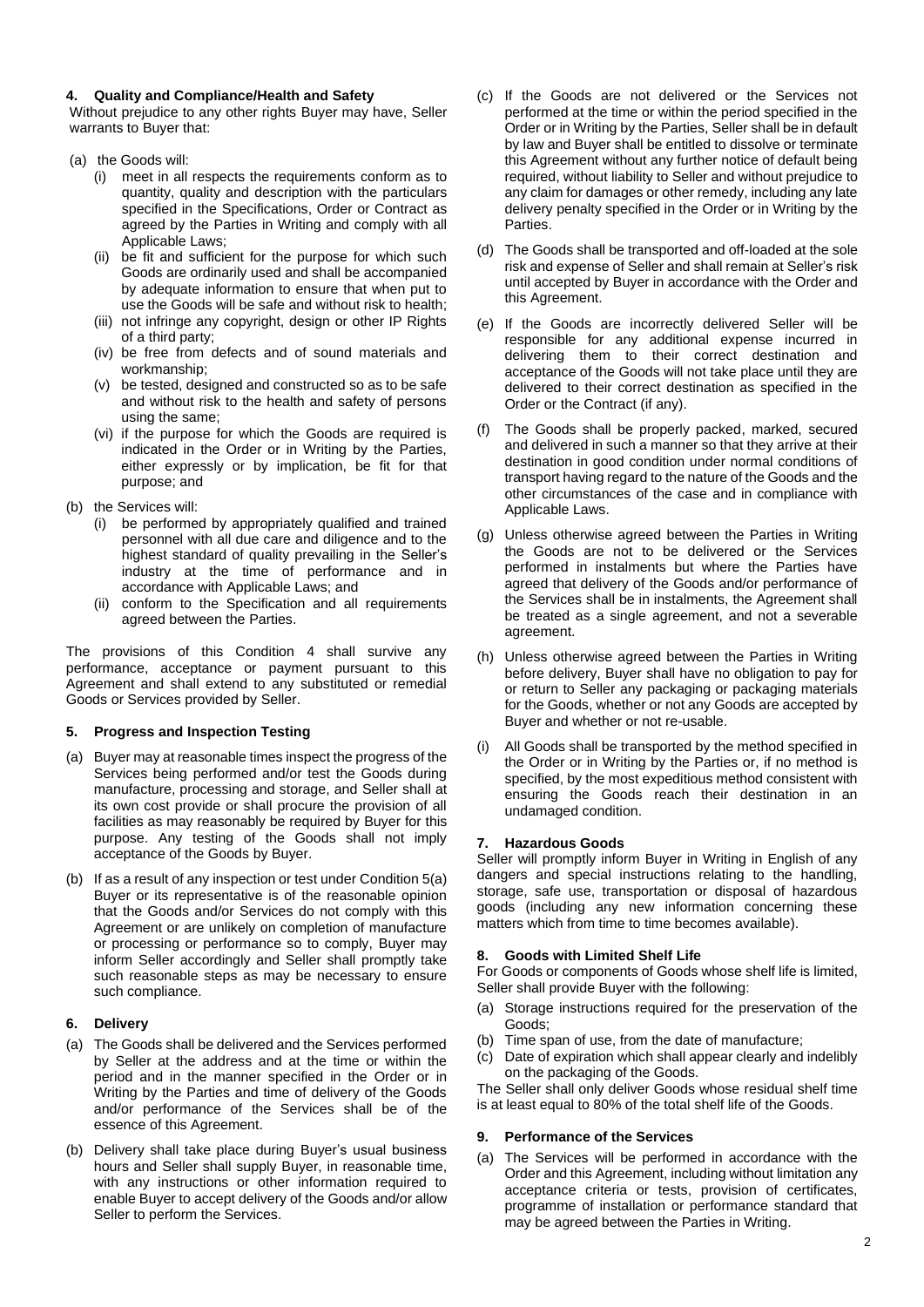#### 4. Quality and Compliance/Health and Safety

Without prejudice to any other rights Buyer may have, Seller warrants to Buyer that:

(a) the Goods will:

   (i) meet in all respects the requirements conform as to quantity, quality and description with the particulars specified in the Specifications, Order or Contract as agreed by the Parties in Writing and comply with all Applicable Laws;

   (ii) be fit and sufficient for the purpose for which such Goods are ordinarily used and shall be accompanied by adequate information to ensure that when put to use the Goods will be safe and without risk to health;

   (iii) not infringe any copyright, design or other IP Rights of a third party;

   (iv) be free from defects and of sound materials and workmanship;

   (v) be tested, designed and constructed so as to be safe and without risk to the health and safety of persons using the same;

   (vi) if the purpose for which the Goods are required is indicated in the Order or in Writing by the Parties, either expressly or by implication, be fit for that purpose; and

(b) the Services will:

   (i) be performed by appropriately qualified and trained personnel with all due care and diligence and to the highest standard of quality prevailing in the Seller's industry at the time of performance and in accordance with Applicable Laws; and

   (ii) conform to the Specification and all requirements agreed between the Parties.

The provisions of this Condition 4 shall survive any performance, acceptance or payment pursuant to this Agreement and shall extend to any substituted or remedial Goods or Services provided by Seller.

#### 5. Progress and Inspection Testing

(a) Buyer may at reasonable times inspect the progress of the Services being performed and/or test the Goods during manufacture, processing and storage, and Seller shall at its own cost provide or shall procure the provision of all facilities as may reasonably be required by Buyer for this purpose. Any testing of the Goods shall not imply acceptance of the Goods by Buyer.

(b) If as a result of any inspection or test under Condition 5(a) Buyer or its representative is of the reasonable opinion that the Goods and/or Services do not comply with this Agreement or are unlikely on completion of manufacture or processing or performance so to comply, Buyer may inform Seller accordingly and Seller shall promptly take such reasonable steps as may be necessary to ensure such compliance.

#### 6. Delivery

(a) The Goods shall be delivered and the Services performed by Seller at the address and at the time or within the period and in the manner specified in the Order or in Writing by the Parties and time of delivery of the Goods and/or performance of the Services shall be of the essence of this Agreement.

(b) Delivery shall take place during Buyer's usual business hours and Seller shall supply Buyer, in reasonable time, with any instructions or other information required to enable Buyer to accept delivery of the Goods and/or allow Seller to perform the Services.

(c) If the Goods are not delivered or the Services not performed at the time or within the period specified in the Order or in Writing by the Parties, Seller shall be in default by law and Buyer shall be entitled to dissolve or terminate this Agreement without any further notice of default being required, without liability to Seller and without prejudice to any claim for damages or other remedy, including any late delivery penalty specified in the Order or in Writing by the Parties.

(d) The Goods shall be transported and off-loaded at the sole risk and expense of Seller and shall remain at Seller's risk until accepted by Buyer in accordance with the Order and this Agreement.

(e) If the Goods are incorrectly delivered Seller will be responsible for any additional expense incurred in delivering them to their correct destination and acceptance of the Goods will not take place until they are delivered to their correct destination as specified in the Order or the Contract (if any).

(f) The Goods shall be properly packed, marked, secured and delivered in such a manner so that they arrive at their destination in good condition under normal conditions of transport having regard to the nature of the Goods and the other circumstances of the case and in compliance with Applicable Laws.

(g) Unless otherwise agreed between the Parties in Writing the Goods are not to be delivered or the Services performed in instalments but where the Parties have agreed that delivery of the Goods and/or performance of the Services shall be in instalments, the Agreement shall be treated as a single agreement, and not a severable agreement.

(h) Unless otherwise agreed between the Parties in Writing before delivery, Buyer shall have no obligation to pay for or return to Seller any packaging or packaging materials for the Goods, whether or not any Goods are accepted by Buyer and whether or not re-usable.

(i) All Goods shall be transported by the method specified in the Order or in Writing by the Parties or, if no method is specified, by the most expeditious method consistent with ensuring the Goods reach their destination in an undamaged condition.

#### 7. Hazardous Goods

Seller will promptly inform Buyer in Writing in English of any dangers and special instructions relating to the handling, storage, safe use, transportation or disposal of hazardous goods (including any new information concerning these matters which from time to time becomes available).

#### 8. Goods with Limited Shelf Life

For Goods or components of Goods whose shelf life is limited, Seller shall provide Buyer with the following:

(a) Storage instructions required for the preservation of the Goods;

(b) Time span of use, from the date of manufacture;

(c) Date of expiration which shall appear clearly and indelibly on the packaging of the Goods.

The Seller shall only deliver Goods whose residual shelf time is at least equal to 80% of the total shelf life of the Goods.

#### 9. Performance of the Services

(a) The Services will be performed in accordance with the Order and this Agreement, including without limitation any acceptance criteria or tests, provision of certificates, programme of installation or performance standard that may be agreed between the Parties in Writing.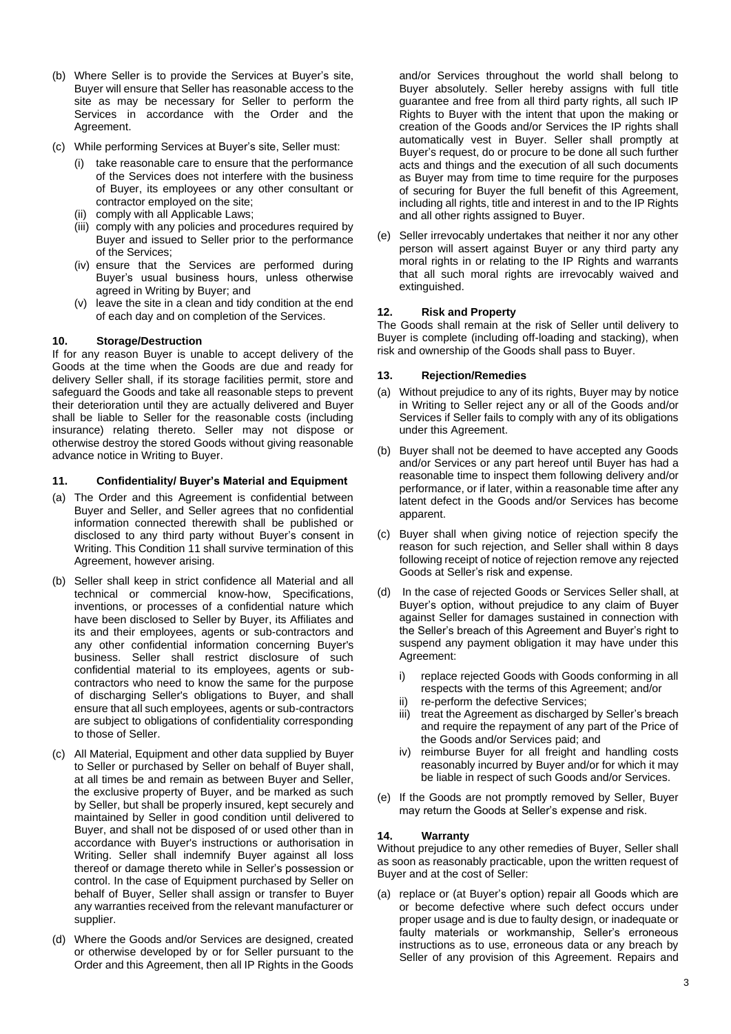(b) Where Seller is to provide the Services at Buyer's site, Buyer will ensure that Seller has reasonable access to the site as may be necessary for Seller to perform the Services in accordance with the Order and the Agreement.

(c) While performing Services at Buyer's site, Seller must:

   (i) take reasonable care to ensure that the performance of the Services does not interfere with the business of Buyer, its employees or any other consultant or contractor employed on the site;
   (ii) comply with all Applicable Laws;
   (iii) comply with any policies and procedures required by Buyer and issued to Seller prior to the performance of the Services;
   (iv) ensure that the Services are performed during Buyer's usual business hours, unless otherwise agreed in Writing by Buyer; and
   (v) leave the site in a clean and tidy condition at the end of each day and on completion of the Services.

### 10. Storage/Destruction

If for any reason Buyer is unable to accept delivery of the Goods at the time when the Goods are due and ready for delivery Seller shall, if its storage facilities permit, store and safeguard the Goods and take all reasonable steps to prevent their deterioration until they are actually delivered and Buyer shall be liable to Seller for the reasonable costs (including insurance) relating thereto. Seller may not dispose or otherwise destroy the stored Goods without giving reasonable advance notice in Writing to Buyer.

### 11. Confidentiality/ Buyer's Material and Equipment

(a) The Order and this Agreement is confidential between Buyer and Seller, and Seller agrees that no confidential information connected therewith shall be published or disclosed to any third party without Buyer's consent in Writing. This Condition 11 shall survive termination of this Agreement, however arising.

(b) Seller shall keep in strict confidence all Material and all technical or commercial know-how, Specifications, inventions, or processes of a confidential nature which have been disclosed to Seller by Buyer, its Affiliates and its and their employees, agents or sub-contractors and any other confidential information concerning Buyer's business. Seller shall restrict disclosure of such confidential material to its employees, agents or sub-contractors who need to know the same for the purpose of discharging Seller's obligations to Buyer, and shall ensure that all such employees, agents or sub-contractors are subject to obligations of confidentiality corresponding to those of Seller.

(c) All Material, Equipment and other data supplied by Buyer to Seller or purchased by Seller on behalf of Buyer shall, at all times be and remain as between Buyer and Seller, the exclusive property of Buyer, and be marked as such by Seller, but shall be properly insured, kept securely and maintained by Seller in good condition until delivered to Buyer, and shall not be disposed of or used other than in accordance with Buyer's instructions or authorisation in Writing. Seller shall indemnify Buyer against all loss thereof or damage thereto while in Seller's possession or control. In the case of Equipment purchased by Seller on behalf of Buyer, Seller shall assign or transfer to Buyer any warranties received from the relevant manufacturer or supplier.

(d) Where the Goods and/or Services are designed, created or otherwise developed by or for Seller pursuant to the Order and this Agreement, then all IP Rights in the Goods and/or Services throughout the world shall belong to Buyer absolutely. Seller hereby assigns with full title guarantee and free from all third party rights, all such IP Rights to Buyer with the intent that upon the making or creation of the Goods and/or Services the IP rights shall automatically vest in Buyer. Seller shall promptly at Buyer's request, do or procure to be done all such further acts and things and the execution of all such documents as Buyer may from time to time require for the purposes of securing for Buyer the full benefit of this Agreement, including all rights, title and interest in and to the IP Rights and all other rights assigned to Buyer.

(e) Seller irrevocably undertakes that neither it nor any other person will assert against Buyer or any third party any moral rights in or relating to the IP Rights and warrants that all such moral rights are irrevocably waived and extinguished.

### 12. Risk and Property

The Goods shall remain at the risk of Seller until delivery to Buyer is complete (including off-loading and stacking), when risk and ownership of the Goods shall pass to Buyer.

### 13. Rejection/Remedies

(a) Without prejudice to any of its rights, Buyer may by notice in Writing to Seller reject any or all of the Goods and/or Services if Seller fails to comply with any of its obligations under this Agreement.

(b) Buyer shall not be deemed to have accepted any Goods and/or Services or any part hereof until Buyer has had a reasonable time to inspect them following delivery and/or performance, or if later, within a reasonable time after any latent defect in the Goods and/or Services has become apparent.

(c) Buyer shall when giving notice of rejection specify the reason for such rejection, and Seller shall within 8 days following receipt of notice of rejection remove any rejected Goods at Seller's risk and expense.

(d) In the case of rejected Goods or Services Seller shall, at Buyer's option, without prejudice to any claim of Buyer against Seller for damages sustained in connection with the Seller's breach of this Agreement and Buyer's right to suspend any payment obligation it may have under this Agreement:

   i) replace rejected Goods with Goods conforming in all respects with the terms of this Agreement; and/or
   ii) re-perform the defective Services;
   iii) treat the Agreement as discharged by Seller's breach and require the repayment of any part of the Price of the Goods and/or Services paid; and
   iv) reimburse Buyer for all freight and handling costs reasonably incurred by Buyer and/or for which it may be liable in respect of such Goods and/or Services.

(e) If the Goods are not promptly removed by Seller, Buyer may return the Goods at Seller's expense and risk.

### 14. Warranty

Without prejudice to any other remedies of Buyer, Seller shall as soon as reasonably practicable, upon the written request of Buyer and at the cost of Seller:

(a) replace or (at Buyer's option) repair all Goods which are or become defective where such defect occurs under proper usage and is due to faulty design, or inadequate or faulty materials or workmanship, Seller's erroneous instructions as to use, erroneous data or any breach by Seller of any provision of this Agreement. Repairs and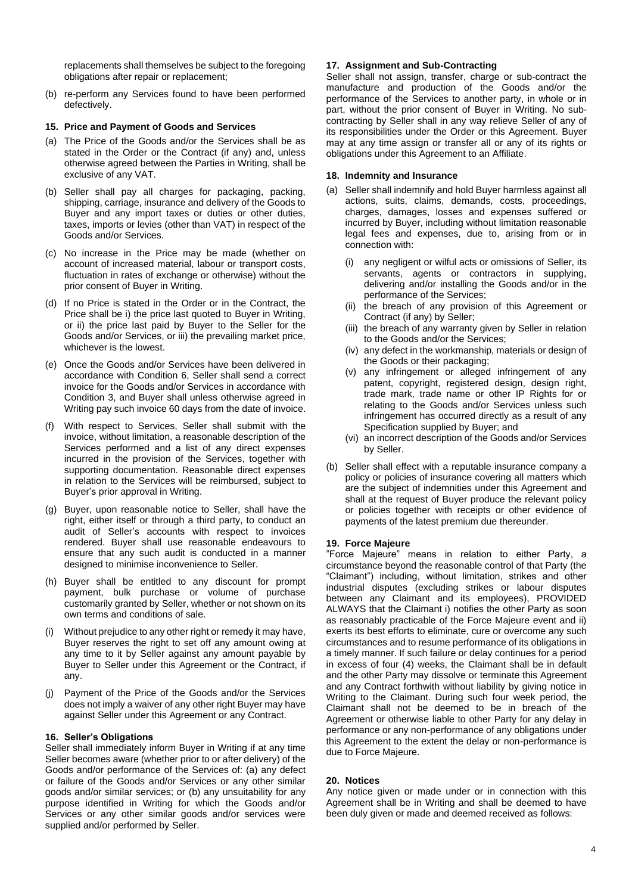replacements shall themselves be subject to the foregoing obligations after repair or replacement;

(b) re-perform any Services found to have been performed defectively.

### 15. Price and Payment of Goods and Services

(a) The Price of the Goods and/or the Services shall be as stated in the Order or the Contract (if any) and, unless otherwise agreed between the Parties in Writing, shall be exclusive of any VAT.

(b) Seller shall pay all charges for packaging, packing, shipping, carriage, insurance and delivery of the Goods to Buyer and any import taxes or duties or other duties, taxes, imports or levies (other than VAT) in respect of the Goods and/or Services.

(c) No increase in the Price may be made (whether on account of increased material, labour or transport costs, fluctuation in rates of exchange or otherwise) without the prior consent of Buyer in Writing.

(d) If no Price is stated in the Order or in the Contract, the Price shall be i) the price last quoted to Buyer in Writing, or ii) the price last paid by Buyer to the Seller for the Goods and/or Services, or iii) the prevailing market price, whichever is the lowest.

(e) Once the Goods and/or Services have been delivered in accordance with Condition 6, Seller shall send a correct invoice for the Goods and/or Services in accordance with Condition 3, and Buyer shall unless otherwise agreed in Writing pay such invoice 60 days from the date of invoice.

(f) With respect to Services, Seller shall submit with the invoice, without limitation, a reasonable description of the Services performed and a list of any direct expenses incurred in the provision of the Services, together with supporting documentation. Reasonable direct expenses in relation to the Services will be reimbursed, subject to Buyer's prior approval in Writing.

(g) Buyer, upon reasonable notice to Seller, shall have the right, either itself or through a third party, to conduct an audit of Seller's accounts with respect to invoices rendered. Buyer shall use reasonable endeavours to ensure that any such audit is conducted in a manner designed to minimise inconvenience to Seller.

(h) Buyer shall be entitled to any discount for prompt payment, bulk purchase or volume of purchase customarily granted by Seller, whether or not shown on its own terms and conditions of sale.

(i) Without prejudice to any other right or remedy it may have, Buyer reserves the right to set off any amount owing at any time to it by Seller against any amount payable by Buyer to Seller under this Agreement or the Contract, if any.

(j) Payment of the Price of the Goods and/or the Services does not imply a waiver of any other right Buyer may have against Seller under this Agreement or any Contract.

### 16. Seller's Obligations

Seller shall immediately inform Buyer in Writing if at any time Seller becomes aware (whether prior to or after delivery) of the Goods and/or performance of the Services of: (a) any defect or failure of the Goods and/or Services or any other similar goods and/or similar services; or (b) any unsuitability for any purpose identified in Writing for which the Goods and/or Services or any other similar goods and/or services were supplied and/or performed by Seller.

### 17. Assignment and Sub-Contracting

Seller shall not assign, transfer, charge or sub-contract the manufacture and production of the Goods and/or the performance of the Services to another party, in whole or in part, without the prior consent of Buyer in Writing. No sub-contracting by Seller shall in any way relieve Seller of any of its responsibilities under the Order or this Agreement. Buyer may at any time assign or transfer all or any of its rights or obligations under this Agreement to an Affiliate.

### 18. Indemnity and Insurance

(a) Seller shall indemnify and hold Buyer harmless against all actions, suits, claims, demands, costs, proceedings, charges, damages, losses and expenses suffered or incurred by Buyer, including without limitation reasonable legal fees and expenses, due to, arising from or in connection with:

   (i) any negligent or wilful acts or omissions of Seller, its servants, agents or contractors in supplying, delivering and/or installing the Goods and/or in the performance of the Services;
   
   (ii) the breach of any provision of this Agreement or Contract (if any) by Seller;
   
   (iii) the breach of any warranty given by Seller in relation to the Goods and/or the Services;
   
   (iv) any defect in the workmanship, materials or design of the Goods or their packaging;
   
   (v) any infringement or alleged infringement of any patent, copyright, registered design, design right, trade mark, trade name or other IP Rights for or relating to the Goods and/or Services unless such infringement has occurred directly as a result of any Specification supplied by Buyer; and
   
   (vi) an incorrect description of the Goods and/or Services by Seller.

(b) Seller shall effect with a reputable insurance company a policy or policies of insurance covering all matters which are the subject of indemnities under this Agreement and shall at the request of Buyer produce the relevant policy or policies together with receipts or other evidence of payments of the latest premium due thereunder.

### 19. Force Majeure

"Force Majeure" means in relation to either Party, a circumstance beyond the reasonable control of that Party (the "Claimant") including, without limitation, strikes and other industrial disputes (excluding strikes or labour disputes between any Claimant and its employees), PROVIDED ALWAYS that the Claimant i) notifies the other Party as soon as reasonably practicable of the Force Majeure event and ii) exerts its best efforts to eliminate, cure or overcome any such circumstances and to resume performance of its obligations in a timely manner. If such failure or delay continues for a period in excess of four (4) weeks, the Claimant shall be in default and the other Party may dissolve or terminate this Agreement and any Contract forthwith without liability by giving notice in Writing to the Claimant. During such four week period, the Claimant shall not be deemed to be in breach of the Agreement or otherwise liable to other Party for any delay in performance or any non-performance of any obligations under this Agreement to the extent the delay or non-performance is due to Force Majeure.

### 20. Notices

Any notice given or made under or in connection with this Agreement shall be in Writing and shall be deemed to have been duly given or made and deemed received as follows: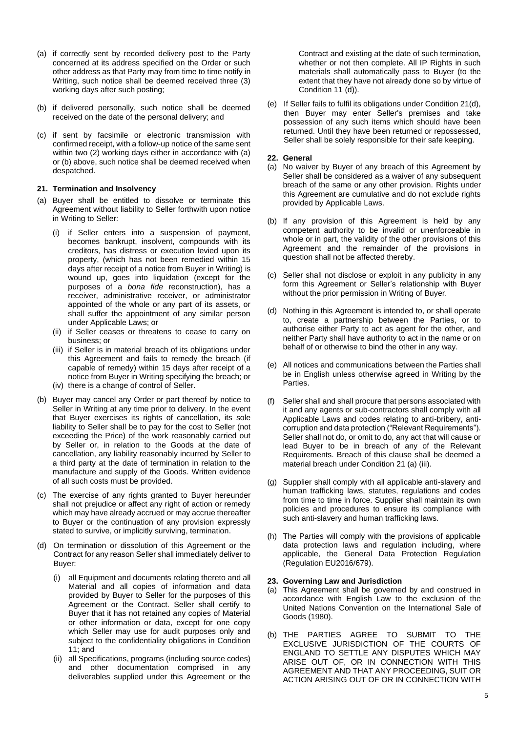(a) if correctly sent by recorded delivery post to the Party concerned at its address specified on the Order or such other address as that Party may from time to time notify in Writing, such notice shall be deemed received three (3) working days after such posting;

(b) if delivered personally, such notice shall be deemed received on the date of the personal delivery; and

(c) if sent by facsimile or electronic transmission with confirmed receipt, with a follow-up notice of the same sent within two (2) working days either in accordance with (a) or (b) above, such notice shall be deemed received when despatched.

**21. Termination and Insolvency**

(a) Buyer shall be entitled to dissolve or terminate this Agreement without liability to Seller forthwith upon notice in Writing to Seller:

   (i) if Seller enters into a suspension of payment, becomes bankrupt, insolvent, compounds with its creditors, has distress or execution levied upon its property, (which has not been remedied within 15 days after receipt of a notice from Buyer in Writing) is wound up, goes into liquidation (except for the purposes of a *bona fide* reconstruction), has a receiver, administrative receiver, or administrator appointed of the whole or any part of its assets, or shall suffer the appointment of any similar person under Applicable Laws; or

   (ii) if Seller ceases or threatens to cease to carry on business; or

   (iii) if Seller is in material breach of its obligations under this Agreement and fails to remedy the breach (if capable of remedy) within 15 days after receipt of a notice from Buyer in Writing specifying the breach; or

   (iv) there is a change of control of Seller.

(b) Buyer may cancel any Order or part thereof by notice to Seller in Writing at any time prior to delivery. In the event that Buyer exercises its rights of cancellation, its sole liability to Seller shall be to pay for the cost to Seller (not exceeding the Price) of the work reasonably carried out by Seller or, in relation to the Goods at the date of cancellation, any liability reasonably incurred by Seller to a third party at the date of termination in relation to the manufacture and supply of the Goods. Written evidence of all such costs must be provided.

(c) The exercise of any rights granted to Buyer hereunder shall not prejudice or affect any right of action or remedy which may have already accrued or may accrue thereafter to Buyer or the continuation of any provision expressly stated to survive, or implicitly surviving, termination.

(d) On termination or dissolution of this Agreement or the Contract for any reason Seller shall immediately deliver to Buyer:

   (i) all Equipment and documents relating thereto and all Material and all copies of information and data provided by Buyer to Seller for the purposes of this Agreement or the Contract. Seller shall certify to Buyer that it has not retained any copies of Material or other information or data, except for one copy which Seller may use for audit purposes only and subject to the confidentiality obligations in Condition 11; and

   (ii) all Specifications, programs (including source codes) and other documentation comprised in any deliverables supplied under this Agreement or the Contract and existing at the date of such termination, whether or not then complete. All IP Rights in such materials shall automatically pass to Buyer (to the extent that they have not already done so by virtue of Condition 11 (d)).

(e) If Seller fails to fulfil its obligations under Condition 21(d), then Buyer may enter Seller's premises and take possession of any such items which should have been returned. Until they have been returned or repossessed, Seller shall be solely responsible for their safe keeping.

**22. General**

(a) No waiver by Buyer of any breach of this Agreement by Seller shall be considered as a waiver of any subsequent breach of the same or any other provision. Rights under this Agreement are cumulative and do not exclude rights provided by Applicable Laws.

(b) If any provision of this Agreement is held by any competent authority to be invalid or unenforceable in whole or in part, the validity of the other provisions of this Agreement and the remainder of the provisions in question shall not be affected thereby.

(c) Seller shall not disclose or exploit in any publicity in any form this Agreement or Seller's relationship with Buyer without the prior permission in Writing of Buyer.

(d) Nothing in this Agreement is intended to, or shall operate to, create a partnership between the Parties, or to authorise either Party to act as agent for the other, and neither Party shall have authority to act in the name or on behalf of or otherwise to bind the other in any way.

(e) All notices and communications between the Parties shall be in English unless otherwise agreed in Writing by the Parties.

(f) Seller shall and shall procure that persons associated with it and any agents or sub-contractors shall comply with all Applicable Laws and codes relating to anti-bribery, anti-corruption and data protection ("Relevant Requirements"). Seller shall not do, or omit to do, any act that will cause or lead Buyer to be in breach of any of the Relevant Requirements. Breach of this clause shall be deemed a material breach under Condition 21 (a) (iii).

(g) Supplier shall comply with all applicable anti-slavery and human trafficking laws, statutes, regulations and codes from time to time in force. Supplier shall maintain its own policies and procedures to ensure its compliance with such anti-slavery and human trafficking laws.

(h) The Parties will comply with the provisions of applicable data protection laws and regulation including, where applicable, the General Data Protection Regulation (Regulation EU2016/679).

**23. Governing Law and Jurisdiction**

(a) This Agreement shall be governed by and construed in accordance with English Law to the exclusion of the United Nations Convention on the International Sale of Goods (1980).

(b) THE PARTIES AGREE TO SUBMIT TO THE EXCLUSIVE JURISDICTION OF THE COURTS OF ENGLAND TO SETTLE ANY DISPUTES WHICH MAY ARISE OUT OF, OR IN CONNECTION WITH THIS AGREEMENT AND THAT ANY PROCEEDING, SUIT OR ACTION ARISING OUT OF OR IN CONNECTION WITH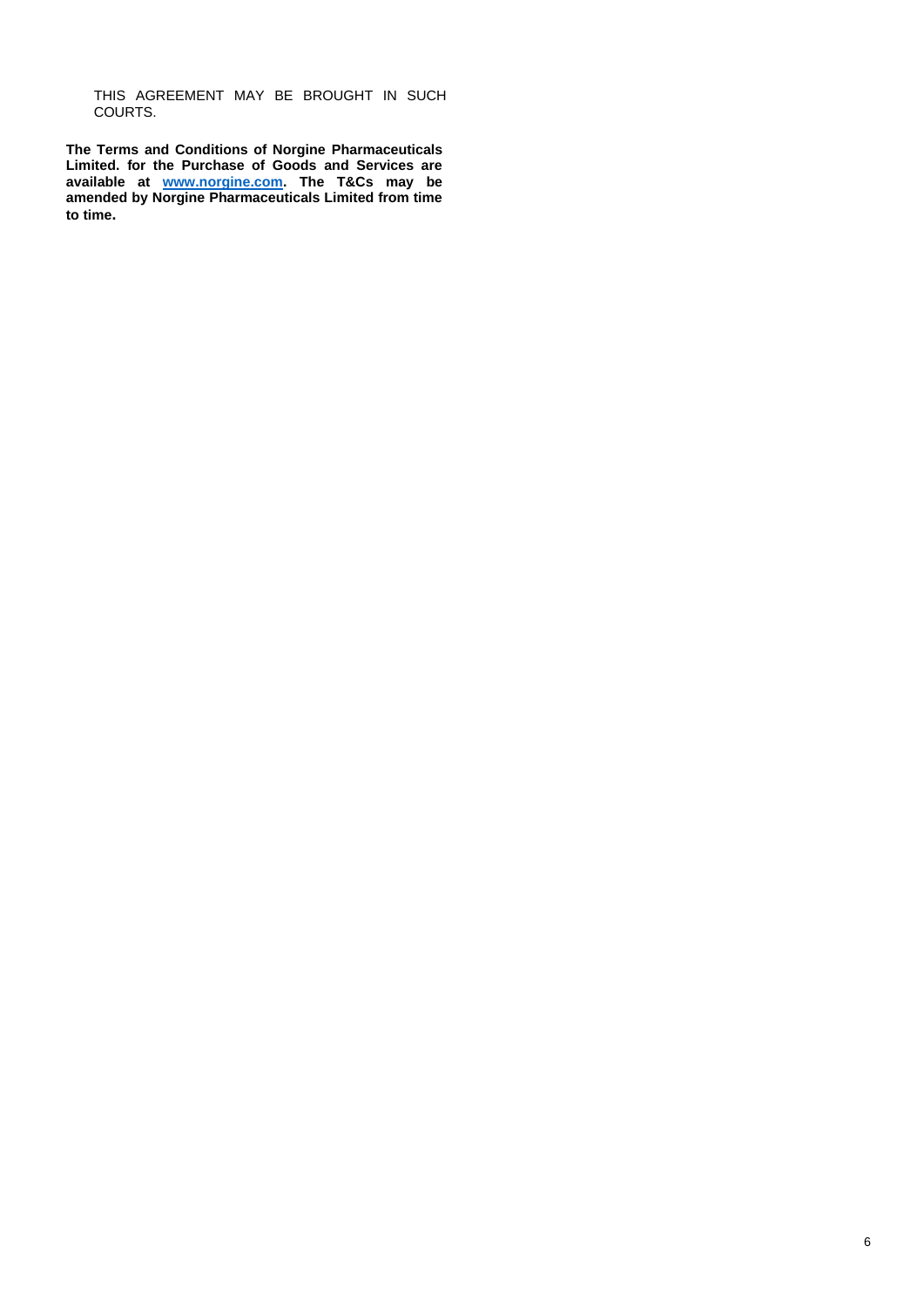THIS AGREEMENT MAY BE BROUGHT IN SUCH COURTS.

**The Terms and Conditions of Norgine Pharmaceuticals Limited. for the Purchase of Goods and Services are available at [www.norgine.com](http://www.norgine.com). The T&Cs may be amended by Norgine Pharmaceuticals Limited from time to time.**